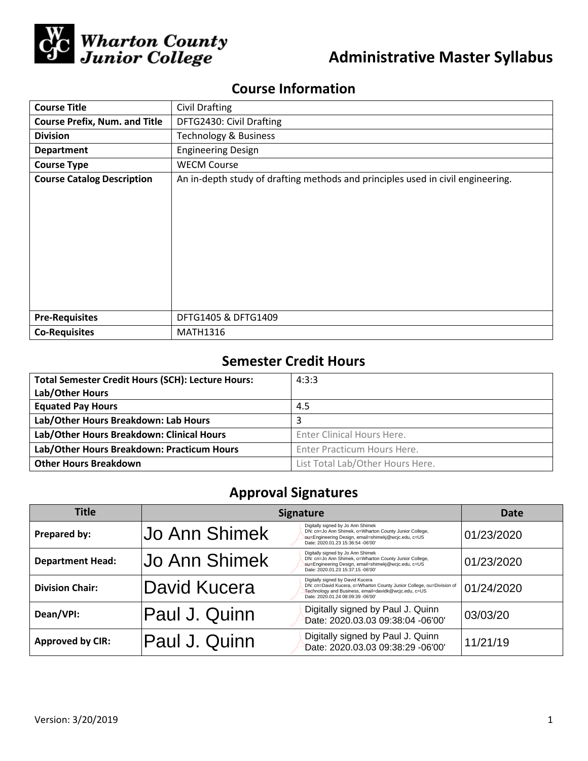Wharton County Junior College

# Administrative Master Syllabus

## Course Information

| Course Title | Civil Drafting |
|---|---|
| Course Prefix, Num. and Title | DFTG2430: Civil Drafting |
| Division | Technology & Business |
| Department | Engineering Design |
| Course Type | WECM Course |
| Course Catalog Description | An in-depth study of drafting methods and principles used in civil engineering. |
| Pre-Requisites | DFTG1405 & DFTG1409 |
| Co-Requisites | MATH1316 |

## Semester Credit Hours

| Total Semester Credit Hours (SCH): Lecture Hours: Lab/Other Hours | 4:3:3 |
|---|---|
| Equated Pay Hours | 4.5 |
| Lab/Other Hours Breakdown: Lab Hours | 3 |
| Lab/Other Hours Breakdown: Clinical Hours | Enter Clinical Hours Here. |
| Lab/Other Hours Breakdown: Practicum Hours | Enter Practicum Hours Here. |
| Other Hours Breakdown | List Total Lab/Other Hours Here. |

## Approval Signatures

| Title | Signature | Date |
|---|---|---|
| Prepared by: | Jo Ann Shimek — Digitally signed by Jo Ann Shimek DN: cn=Jo Ann Shimek, o=Wharton County Junior College, ou=Engineering Design, email=shimekj@wcjc.edu, c=US Date: 2020.01.23 15:36:54 -06'00' | 01/23/2020 |
| Department Head: | Jo Ann Shimek — Digitally signed by Jo Ann Shimek DN: cn=Jo Ann Shimek, o=Wharton County Junior College, ou=Engineering Design, email=shimekj@wcjc.edu, c=US Date: 2020.01.23 15:37:15 -06'00' | 01/23/2020 |
| Division Chair: | David Kucera — Digitally signed by David Kucera DN: cn=David Kucera, o=Wharton County Junior College, ou=Division of Technology and Business, email=davidk@wcjc.edu, c=US Date: 2020.01.24 08:09:39 -06'00' | 01/24/2020 |
| Dean/VPI: | Paul J. Quinn — Digitally signed by Paul J. Quinn Date: 2020.03.03 09:38:04 -06'00' | 03/03/20 |
| Approved by CIR: | Paul J. Quinn — Digitally signed by Paul J. Quinn Date: 2020.03.03 09:38:29 -06'00' | 11/21/19 |

Version: 3/20/2019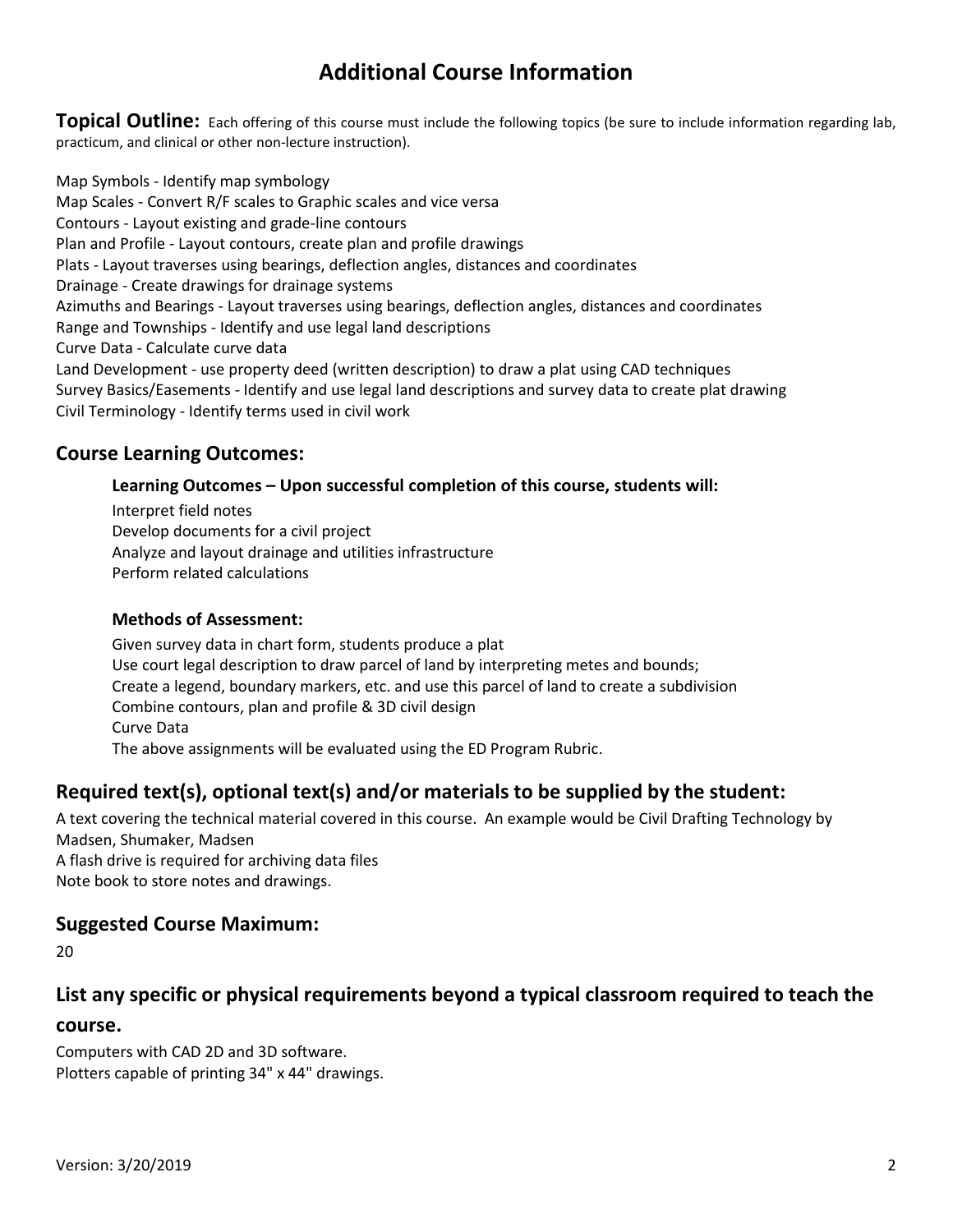# Additional Course Information

**Topical Outline:** Each offering of this course must include the following topics (be sure to include information regarding lab, practicum, and clinical or other non-lecture instruction).

Map Symbols - Identify map symbology
Map Scales - Convert R/F scales to Graphic scales and vice versa
Contours - Layout existing and grade-line contours
Plan and Profile - Layout contours, create plan and profile drawings
Plats - Layout traverses using bearings, deflection angles, distances and coordinates
Drainage - Create drawings for drainage systems
Azimuths and Bearings - Layout traverses using bearings, deflection angles, distances and coordinates
Range and Townships - Identify and use legal land descriptions
Curve Data - Calculate curve data
Land Development - use property deed (written description) to draw a plat using CAD techniques
Survey Basics/Easements - Identify and use legal land descriptions and survey data to create plat drawing
Civil Terminology - Identify terms used in civil work

## Course Learning Outcomes:

### Learning Outcomes – Upon successful completion of this course, students will:

Interpret field notes
Develop documents for a civil project
Analyze and layout drainage and utilities infrastructure
Perform related calculations

### Methods of Assessment:

Given survey data in chart form, students produce a plat
Use court legal description to draw parcel of land by interpreting metes and bounds;
Create a legend, boundary markers, etc. and use this parcel of land to create a subdivision
Combine contours, plan and profile & 3D civil design
Curve Data
The above assignments will be evaluated using the ED Program Rubric.

## Required text(s), optional text(s) and/or materials to be supplied by the student:

A text covering the technical material covered in this course. An example would be Civil Drafting Technology by Madsen, Shumaker, Madsen
A flash drive is required for archiving data files
Note book to store notes and drawings.

## Suggested Course Maximum:

20

## List any specific or physical requirements beyond a typical classroom required to teach the course.

Computers with CAD 2D and 3D software.
Plotters capable of printing 34" x 44" drawings.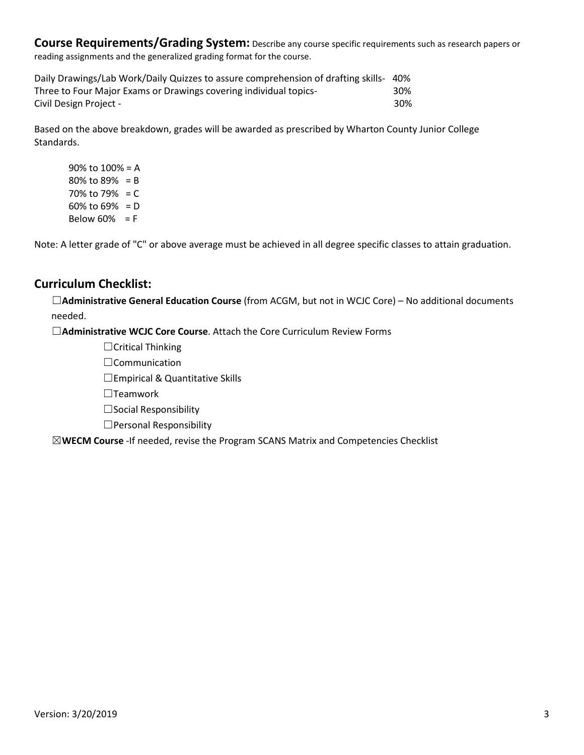**Course Requirements/Grading System:** Describe any course specific requirements such as research papers or reading assignments and the generalized grading format for the course.

| | |
|---|---|
| Daily Drawings/Lab Work/Daily Quizzes to assure comprehension of drafting skills- | 40% |
| Three to Four Major Exams or Drawings covering individual topics- | 30% |
| Civil Design Project - | 30% |

Based on the above breakdown, grades will be awarded as prescribed by Wharton County Junior College Standards.

90% to 100% = A
80% to 89% = B
70% to 79% = C
60% to 69% = D
Below 60% = F

Note: A letter grade of "C" or above average must be achieved in all degree specific classes to attain graduation.

## Curriculum Checklist:

☐**Administrative General Education Course** (from ACGM, but not in WCJC Core) – No additional documents needed.

☐**Administrative WCJC Core Course**. Attach the Core Curriculum Review Forms

- ☐Critical Thinking
- ☐Communication
- ☐Empirical & Quantitative Skills
- ☐Teamwork
- ☐Social Responsibility
- ☐Personal Responsibility

☒**WECM Course** -If needed, revise the Program SCANS Matrix and Competencies Checklist